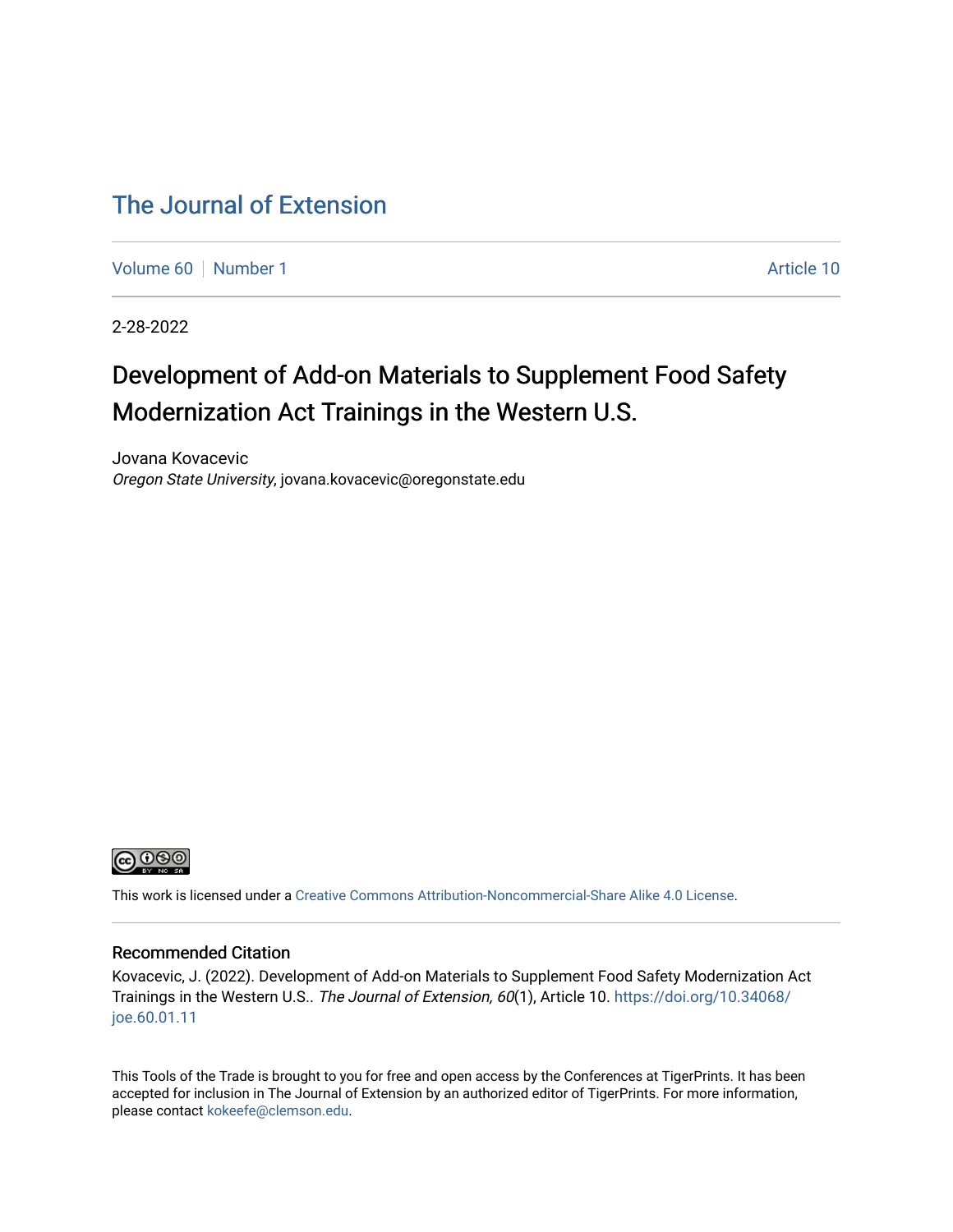# The Journal of Extension

Volume 60 | Number 1 | Article 10

2-28-2022

## Development of Add-on Materials to Supplement Food Safety Modernization Act Trainings in the Western U.S.

Jovana Kovacevic
*Oregon State University*, jovana.kovacevic@oregonstate.edu

This work is licensed under a Creative Commons Attribution-Noncommercial-Share Alike 4.0 License.

### Recommended Citation

Kovacevic, J. (2022). Development of Add-on Materials to Supplement Food Safety Modernization Act Trainings in the Western U.S.. *The Journal of Extension, 60*(1), Article 10. https://doi.org/10.34068/joe.60.01.11

This Tools of the Trade is brought to you for free and open access by the Conferences at TigerPrints. It has been accepted for inclusion in The Journal of Extension by an authorized editor of TigerPrints. For more information, please contact kokeefe@clemson.edu.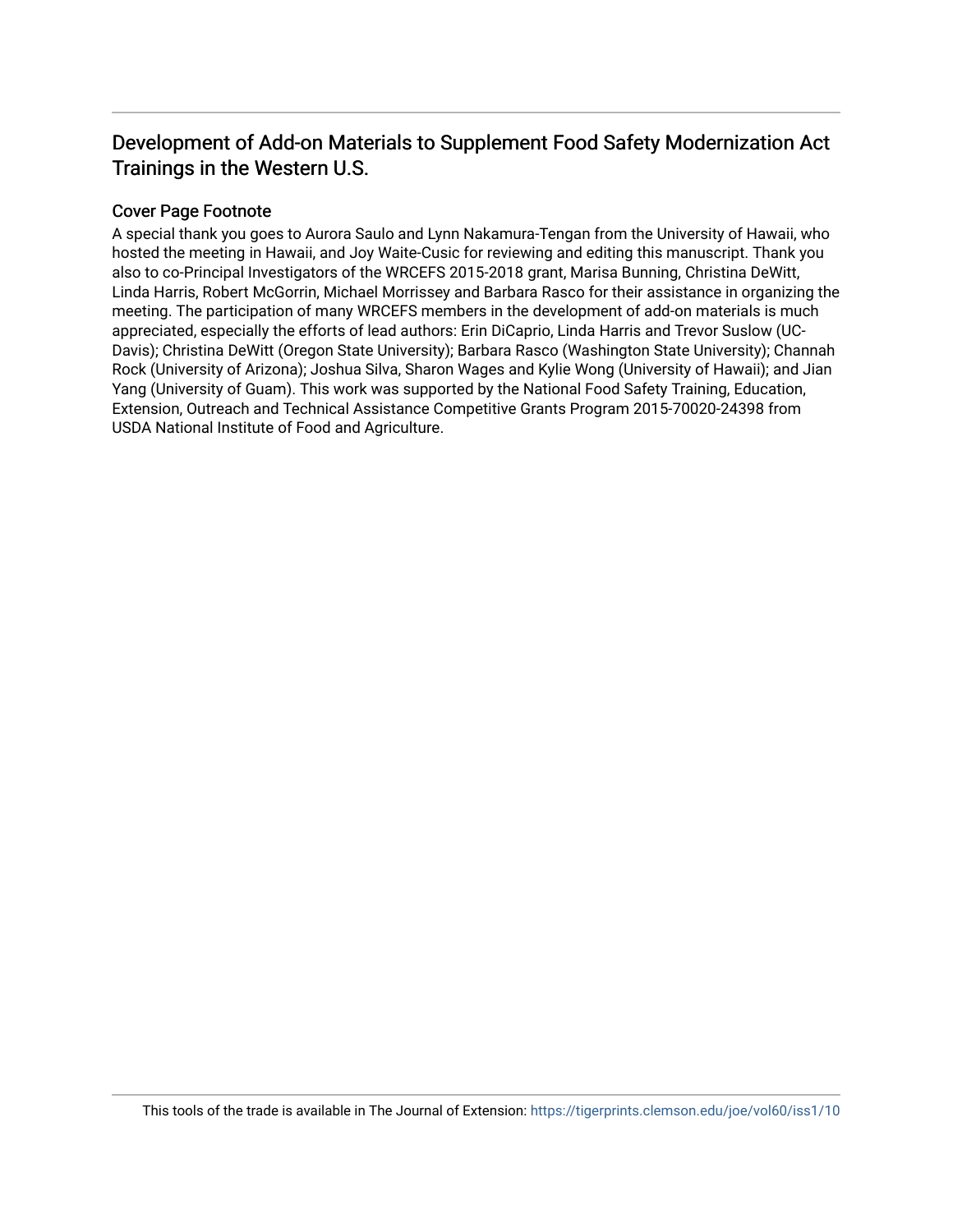## Development of Add-on Materials to Supplement Food Safety Modernization Act Trainings in the Western U.S.

### Cover Page Footnote

A special thank you goes to Aurora Saulo and Lynn Nakamura-Tengan from the University of Hawaii, who hosted the meeting in Hawaii, and Joy Waite-Cusic for reviewing and editing this manuscript. Thank you also to co-Principal Investigators of the WRCEFS 2015-2018 grant, Marisa Bunning, Christina DeWitt, Linda Harris, Robert McGorrin, Michael Morrissey and Barbara Rasco for their assistance in organizing the meeting. The participation of many WRCEFS members in the development of add-on materials is much appreciated, especially the efforts of lead authors: Erin DiCaprio, Linda Harris and Trevor Suslow (UC-Davis); Christina DeWitt (Oregon State University); Barbara Rasco (Washington State University); Channah Rock (University of Arizona); Joshua Silva, Sharon Wages and Kylie Wong (University of Hawaii); and Jian Yang (University of Guam). This work was supported by the National Food Safety Training, Education, Extension, Outreach and Technical Assistance Competitive Grants Program 2015-70020-24398 from USDA National Institute of Food and Agriculture.

This tools of the trade is available in The Journal of Extension: https://tigerprints.clemson.edu/joe/vol60/iss1/10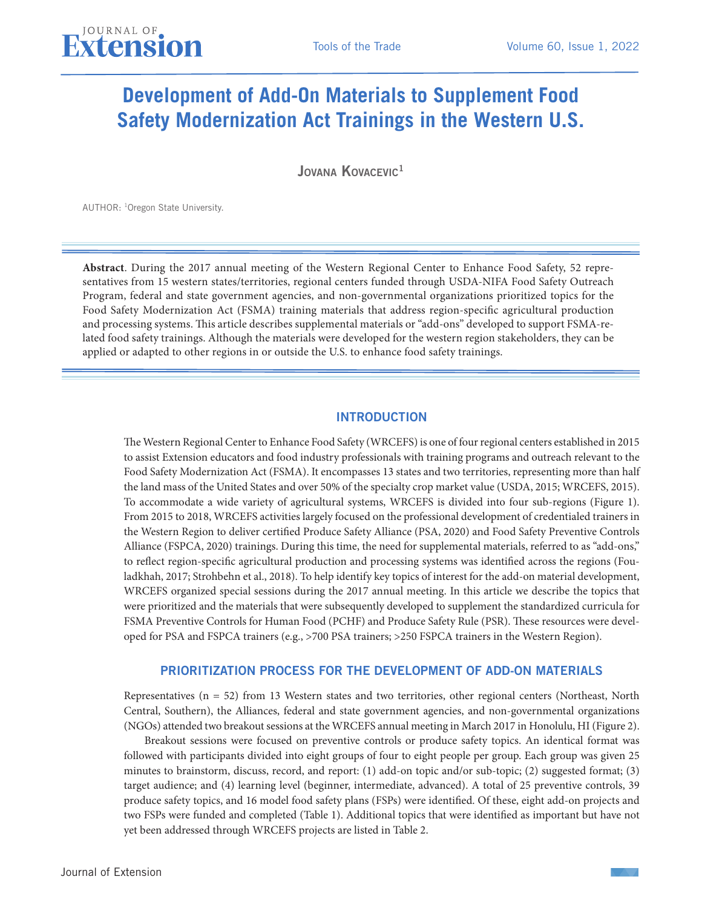# Development of Add-On Materials to Supplement Food Safety Modernization Act Trainings in the Western U.S.

**Jovana Kovacevic**[1]

AUTHOR: [1]Oregon State University.

**Abstract**. During the 2017 annual meeting of the Western Regional Center to Enhance Food Safety, 52 representatives from 15 western states/territories, regional centers funded through USDA-NIFA Food Safety Outreach Program, federal and state government agencies, and non-governmental organizations prioritized topics for the Food Safety Modernization Act (FSMA) training materials that address region-specific agricultural production and processing systems. This article describes supplemental materials or "add-ons" developed to support FSMA-related food safety trainings. Although the materials were developed for the western region stakeholders, they can be applied or adapted to other regions in or outside the U.S. to enhance food safety trainings.

## INTRODUCTION

The Western Regional Center to Enhance Food Safety (WRCEFS) is one of four regional centers established in 2015 to assist Extension educators and food industry professionals with training programs and outreach relevant to the Food Safety Modernization Act (FSMA). It encompasses 13 states and two territories, representing more than half the land mass of the United States and over 50% of the specialty crop market value (USDA, 2015; WRCEFS, 2015). To accommodate a wide variety of agricultural systems, WRCEFS is divided into four sub-regions (Figure 1). From 2015 to 2018, WRCEFS activities largely focused on the professional development of credentialed trainers in the Western Region to deliver certified Produce Safety Alliance (PSA, 2020) and Food Safety Preventive Controls Alliance (FSPCA, 2020) trainings. During this time, the need for supplemental materials, referred to as "add-ons," to reflect region-specific agricultural production and processing systems was identified across the regions (Fouladkhah, 2017; Strohbehn et al., 2018). To help identify key topics of interest for the add-on material development, WRCEFS organized special sessions during the 2017 annual meeting. In this article we describe the topics that were prioritized and the materials that were subsequently developed to supplement the standardized curricula for FSMA Preventive Controls for Human Food (PCHF) and Produce Safety Rule (PSR). These resources were developed for PSA and FSPCA trainers (e.g., >700 PSA trainers; >250 FSPCA trainers in the Western Region).

## PRIORITIZATION PROCESS FOR THE DEVELOPMENT OF ADD-ON MATERIALS

Representatives (n = 52) from 13 Western states and two territories, other regional centers (Northeast, North Central, Southern), the Alliances, federal and state government agencies, and non-governmental organizations (NGOs) attended two breakout sessions at the WRCEFS annual meeting in March 2017 in Honolulu, HI (Figure 2).

Breakout sessions were focused on preventive controls or produce safety topics. An identical format was followed with participants divided into eight groups of four to eight people per group. Each group was given 25 minutes to brainstorm, discuss, record, and report: (1) add-on topic and/or sub-topic; (2) suggested format; (3) target audience; and (4) learning level (beginner, intermediate, advanced). A total of 25 preventive controls, 39 produce safety topics, and 16 model food safety plans (FSPs) were identified. Of these, eight add-on projects and two FSPs were funded and completed (Table 1). Additional topics that were identified as important but have not yet been addressed through WRCEFS projects are listed in Table 2.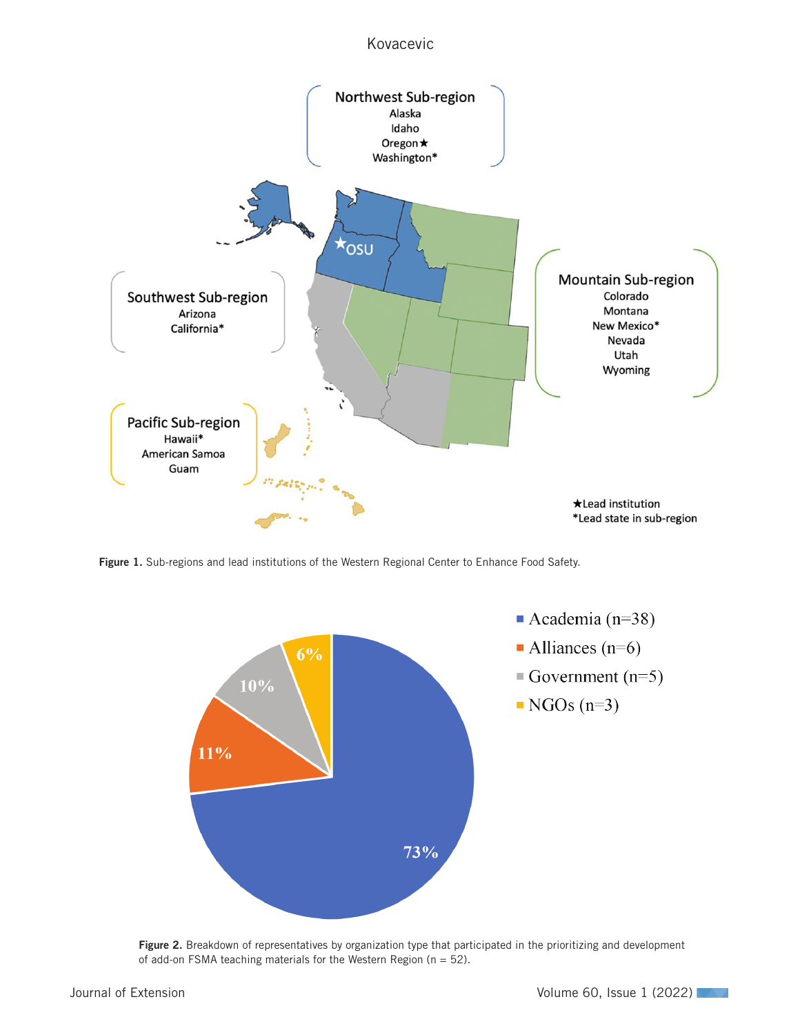Figure 1. Sub-regions and lead institutions of the Western Regional Center to Enhance Food Safety.

Figure 2. Breakdown of representatives by organization type that participated in the prioritizing and development of add-on FSMA teaching materials for the Western Region (n = 52).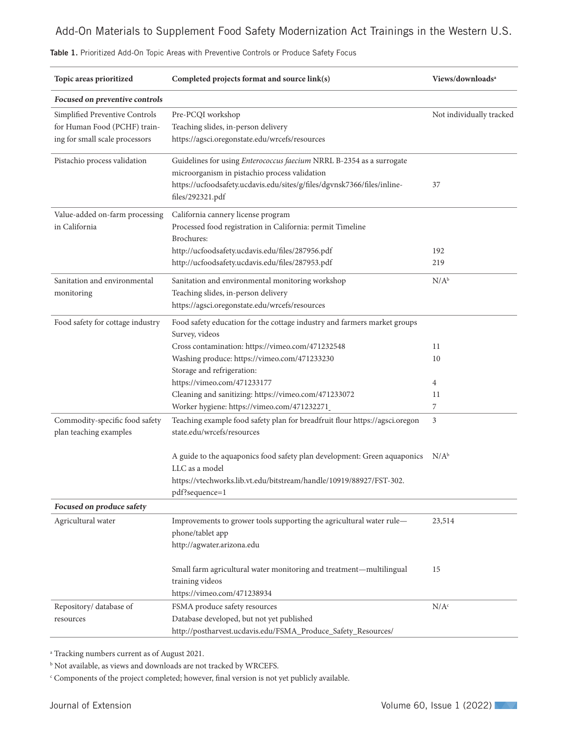**Table 1.** Prioritized Add-On Topic Areas with Preventive Controls or Produce Safety Focus

| Topic areas prioritized | Completed projects format and source link(s) | Views/downloads[a] |
|---|---|---|
| ***Focused on preventive controls*** | | |
| Simplified Preventive Controls for Human Food (PCHF) training for small scale processors | Pre-PCQI workshop<br>Teaching slides, in-person delivery<br>https://agsci.oregonstate.edu/wrcefs/resources | Not individually tracked |
| Pistachio process validation | Guidelines for using *Enterococcus faecium* NRRL B-2354 as a surrogate microorganism in pistachio process validation<br>https://ucfoodsafety.ucdavis.edu/sites/g/files/dgvnsk7366/files/inline-files/292321.pdf | 37 |
| Value-added on-farm processing in California | California cannery license program<br>Processed food registration in California: permit Timeline<br>Brochures:<br>http://ucfoodsafety.ucdavis.edu/files/287956.pdf<br>http://ucfoodsafety.ucdavis.edu/files/287953.pdf | <br><br><br>192<br>219 |
| Sanitation and environmental monitoring | Sanitation and environmental monitoring workshop<br>Teaching slides, in-person delivery<br>https://agsci.oregonstate.edu/wrcefs/resources | N/A[b] |
| Food safety for cottage industry | Food safety education for the cottage industry and farmers market groups<br>Survey, videos<br>Cross contamination: https://vimeo.com/471232548<br>Washing produce: https://vimeo.com/471233230<br>Storage and refrigeration:<br>https://vimeo.com/471233177<br>Cleaning and sanitizing: https://vimeo.com/471233072<br>Worker hygiene: https://vimeo.com/471232271 | <br><br>11<br>10<br><br>4<br>11<br>7 |
| Commodity-specific food safety plan teaching examples | Teaching example food safety plan for breadfruit flour https://agsci.oregonstate.edu/wrcefs/resources<br><br>A guide to the aquaponics food safety plan development: Green aquaponics LLC as a model<br>https://vtechworks.lib.vt.edu/bitstream/handle/10919/88927/FST-302.pdf?sequence=1 | 3<br><br><br>N/A[b] |
| ***Focused on produce safety*** | | |
| Agricultural water | Improvements to grower tools supporting the agricultural water rule—phone/tablet app<br>http://agwater.arizona.edu<br><br>Small farm agricultural water monitoring and treatment—multilingual training videos<br>https://vimeo.com/471238934 | 23,514<br><br><br><br>15 |
| Repository/ database of resources | FSMA produce safety resources<br>Database developed, but not yet published<br>http://postharvest.ucdavis.edu/FSMA_Produce_Safety_Resources/ | N/A[c] |

[a] Tracking numbers current as of August 2021.

[b] Not available, as views and downloads are not tracked by WRCEFS.

[c] Components of the project completed; however, final version is not yet publicly available.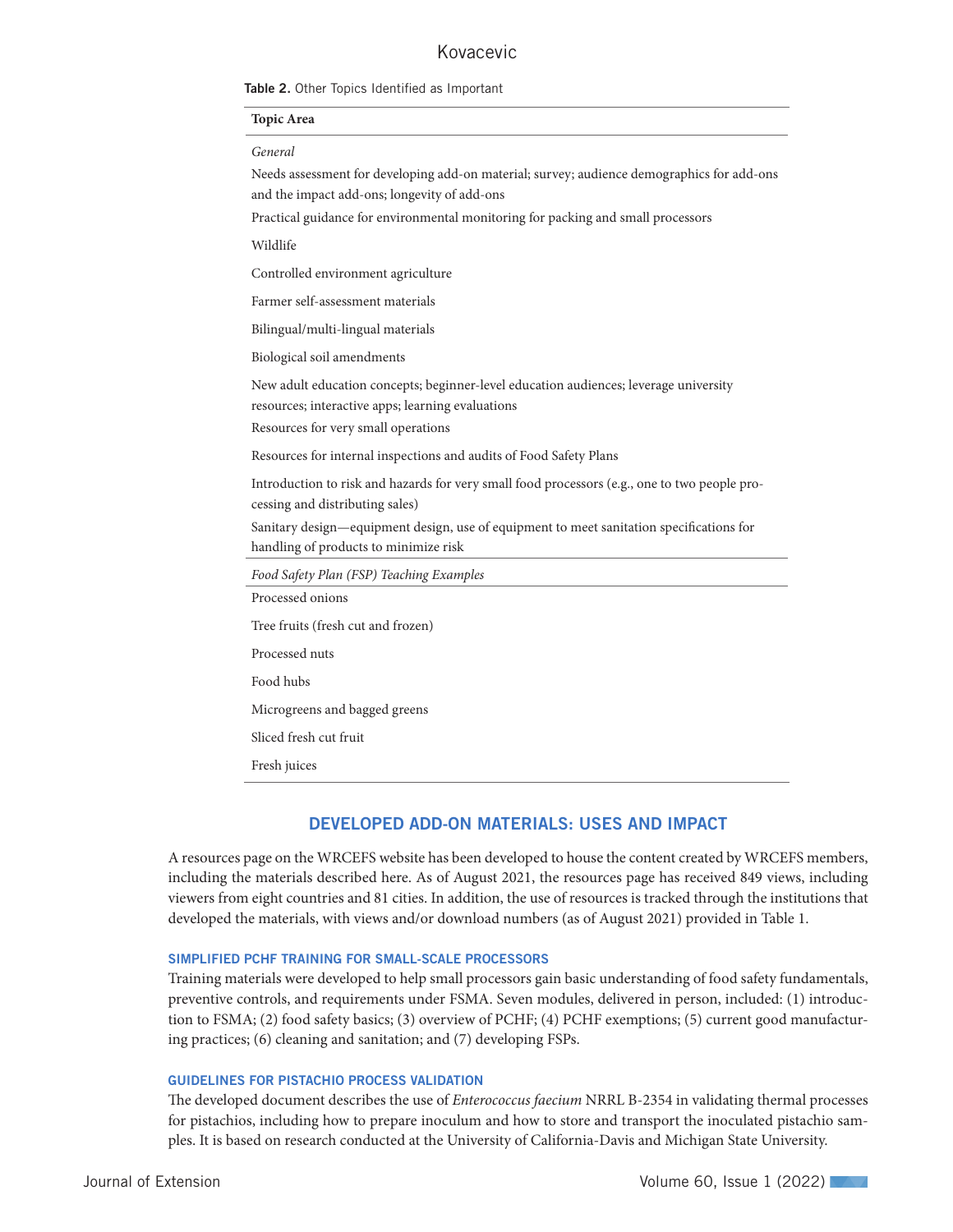**Table 2.** Other Topics Identified as Important

| Topic Area |
|---|
| *General* |
| Needs assessment for developing add-on material; survey; audience demographics for add-ons and the impact add-ons; longevity of add-ons |
| Practical guidance for environmental monitoring for packing and small processors |
| Wildlife |
| Controlled environment agriculture |
| Farmer self-assessment materials |
| Bilingual/multi-lingual materials |
| Biological soil amendments |
| New adult education concepts; beginner-level education audiences; leverage university resources; interactive apps; learning evaluations |
| Resources for very small operations |
| Resources for internal inspections and audits of Food Safety Plans |
| Introduction to risk and hazards for very small food processors (e.g., one to two people processing and distributing sales) |
| Sanitary design—equipment design, use of equipment to meet sanitation specifications for handling of products to minimize risk |
| *Food Safety Plan (FSP) Teaching Examples* |
| Processed onions |
| Tree fruits (fresh cut and frozen) |
| Processed nuts |
| Food hubs |
| Microgreens and bagged greens |
| Sliced fresh cut fruit |
| Fresh juices |

## DEVELOPED ADD-ON MATERIALS: USES AND IMPACT

A resources page on the WRCEFS website has been developed to house the content created by WRCEFS members, including the materials described here. As of August 2021, the resources page has received 849 views, including viewers from eight countries and 81 cities. In addition, the use of resources is tracked through the institutions that developed the materials, with views and/or download numbers (as of August 2021) provided in Table 1.

### SIMPLIFIED PCHF TRAINING FOR SMALL-SCALE PROCESSORS

Training materials were developed to help small processors gain basic understanding of food safety fundamentals, preventive controls, and requirements under FSMA. Seven modules, delivered in person, included: (1) introduction to FSMA; (2) food safety basics; (3) overview of PCHF; (4) PCHF exemptions; (5) current good manufacturing practices; (6) cleaning and sanitation; and (7) developing FSPs.

### GUIDELINES FOR PISTACHIO PROCESS VALIDATION

The developed document describes the use of *Enterococcus faecium* NRRL B-2354 in validating thermal processes for pistachios, including how to prepare inoculum and how to store and transport the inoculated pistachio samples. It is based on research conducted at the University of California-Davis and Michigan State University.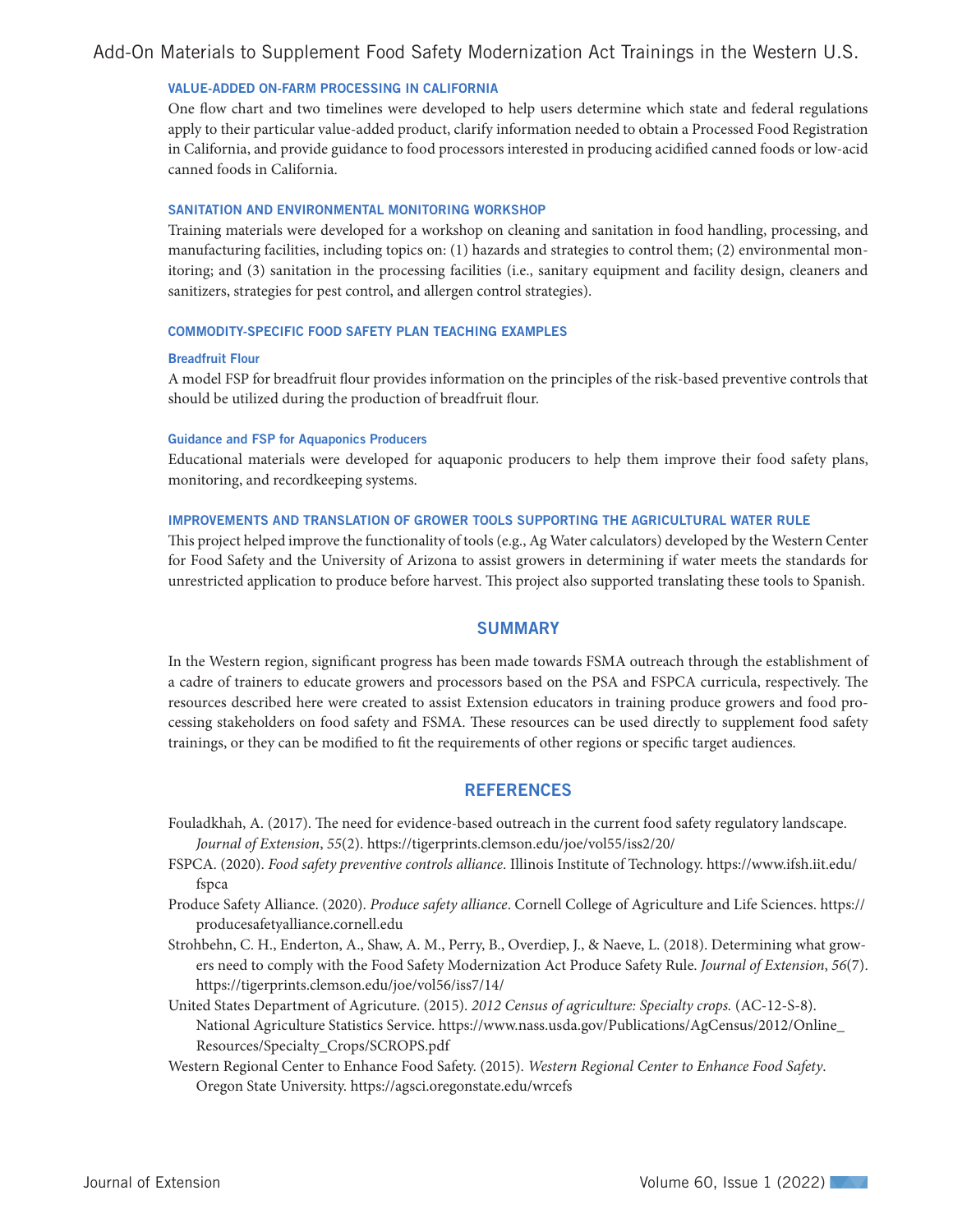#### VALUE-ADDED ON-FARM PROCESSING IN CALIFORNIA

One flow chart and two timelines were developed to help users determine which state and federal regulations apply to their particular value-added product, clarify information needed to obtain a Processed Food Registration in California, and provide guidance to food processors interested in producing acidified canned foods or low-acid canned foods in California.

#### SANITATION AND ENVIRONMENTAL MONITORING WORKSHOP

Training materials were developed for a workshop on cleaning and sanitation in food handling, processing, and manufacturing facilities, including topics on: (1) hazards and strategies to control them; (2) environmental monitoring; and (3) sanitation in the processing facilities (i.e., sanitary equipment and facility design, cleaners and sanitizers, strategies for pest control, and allergen control strategies).

#### COMMODITY-SPECIFIC FOOD SAFETY PLAN TEACHING EXAMPLES

##### Breadfruit Flour

A model FSP for breadfruit flour provides information on the principles of the risk-based preventive controls that should be utilized during the production of breadfruit flour.

##### Guidance and FSP for Aquaponics Producers

Educational materials were developed for aquaponic producers to help them improve their food safety plans, monitoring, and recordkeeping systems.

#### IMPROVEMENTS AND TRANSLATION OF GROWER TOOLS SUPPORTING THE AGRICULTURAL WATER RULE

This project helped improve the functionality of tools (e.g., Ag Water calculators) developed by the Western Center for Food Safety and the University of Arizona to assist growers in determining if water meets the standards for unrestricted application to produce before harvest. This project also supported translating these tools to Spanish.

## SUMMARY

In the Western region, significant progress has been made towards FSMA outreach through the establishment of a cadre of trainers to educate growers and processors based on the PSA and FSPCA curricula, respectively. The resources described here were created to assist Extension educators in training produce growers and food processing stakeholders on food safety and FSMA. These resources can be used directly to supplement food safety trainings, or they can be modified to fit the requirements of other regions or specific target audiences.

## REFERENCES

Fouladkhah, A. (2017). The need for evidence-based outreach in the current food safety regulatory landscape. *Journal of Extension*, *55*(2). https://tigerprints.clemson.edu/joe/vol55/iss2/20/

FSPCA. (2020). *Food safety preventive controls alliance*. Illinois Institute of Technology. https://www.ifsh.iit.edu/fspca

Produce Safety Alliance. (2020). *Produce safety alliance*. Cornell College of Agriculture and Life Sciences. https://producesafetyalliance.cornell.edu

Strohbehn, C. H., Enderton, A., Shaw, A. M., Perry, B., Overdiep, J., & Naeve, L. (2018). Determining what growers need to comply with the Food Safety Modernization Act Produce Safety Rule. *Journal of Extension*, *56*(7). https://tigerprints.clemson.edu/joe/vol56/iss7/14/

United States Department of Agriculture. (2015). *2012 Census of agriculture: Specialty crops.* (AC-12-S-8). National Agriculture Statistics Service. https://www.nass.usda.gov/Publications/AgCensus/2012/Online_Resources/Specialty_Crops/SCROPS.pdf

Western Regional Center to Enhance Food Safety. (2015). *Western Regional Center to Enhance Food Safety*. Oregon State University. https://agsci.oregonstate.edu/wrcefs